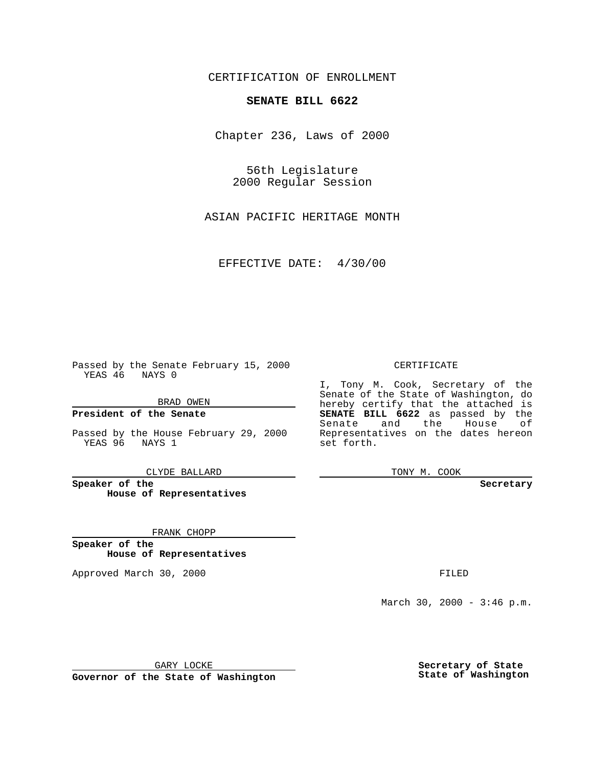CERTIFICATION OF ENROLLMENT

**SENATE BILL 6622**

Chapter 236, Laws of 2000

56th Legislature
2000 Regular Session

ASIAN PACIFIC HERITAGE MONTH

EFFECTIVE DATE: 4/30/00

Passed by the Senate February 15, 2000
YEAS 46 NAYS 0

BRAD OWEN

**President of the Senate**

Passed by the House February 29, 2000
YEAS 96 NAYS 1

CLYDE BALLARD

**Speaker of the House of Representatives**

FRANK CHOPP

**Speaker of the House of Representatives**

Approved March 30, 2000

GARY LOCKE

**Governor of the State of Washington**

CERTIFICATE

I, Tony M. Cook, Secretary of the Senate of the State of Washington, do hereby certify that the attached is **SENATE BILL 6622** as passed by the Senate and the House of Representatives on the dates hereon set forth.

TONY M. COOK

**Secretary**

FILED

March 30, 2000 - 3:46 p.m.

**Secretary of State**
**State of Washington**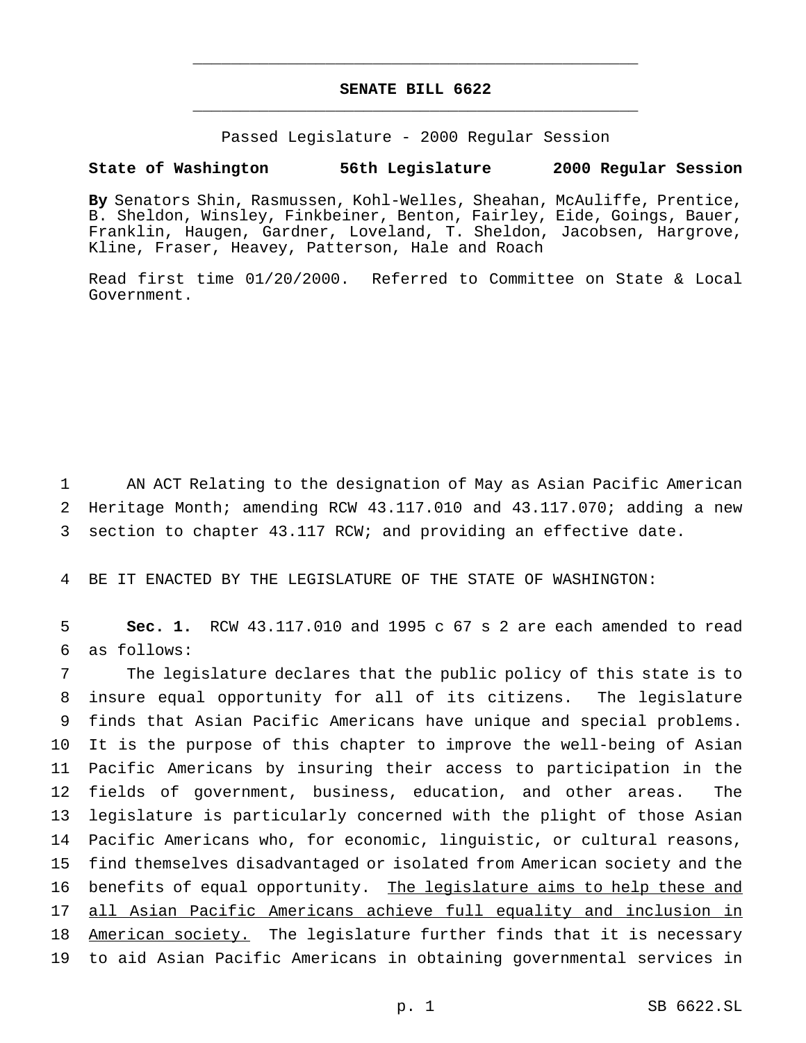# SENATE BILL 6622

Passed Legislature - 2000 Regular Session

**State of Washington 56th Legislature 2000 Regular Session**

**By** Senators Shin, Rasmussen, Kohl-Welles, Sheahan, McAuliffe, Prentice, B. Sheldon, Winsley, Finkbeiner, Benton, Fairley, Eide, Goings, Bauer, Franklin, Haugen, Gardner, Loveland, T. Sheldon, Jacobsen, Hargrove, Kline, Fraser, Heavey, Patterson, Hale and Roach

Read first time 01/20/2000. Referred to Committee on State & Local Government.

1 AN ACT Relating to the designation of May as Asian Pacific American
2 Heritage Month; amending RCW 43.117.010 and 43.117.070; adding a new
3 section to chapter 43.117 RCW; and providing an effective date.

4 BE IT ENACTED BY THE LEGISLATURE OF THE STATE OF WASHINGTON:

5 **Sec. 1.** RCW 43.117.010 and 1995 c 67 s 2 are each amended to read
6 as follows:

7 The legislature declares that the public policy of this state is to
8 insure equal opportunity for all of its citizens. The legislature
9 finds that Asian Pacific Americans have unique and special problems.
10 It is the purpose of this chapter to improve the well-being of Asian
11 Pacific Americans by insuring their access to participation in the
12 fields of government, business, education, and other areas. The
13 legislature is particularly concerned with the plight of those Asian
14 Pacific Americans who, for economic, linguistic, or cultural reasons,
15 find themselves disadvantaged or isolated from American society and the
16 benefits of equal opportunity. <u>The legislature aims to help these and</u>
17 <u>all Asian Pacific Americans achieve full equality and inclusion in</u>
18 <u>American society.</u> The legislature further finds that it is necessary
19 to aid Asian Pacific Americans in obtaining governmental services in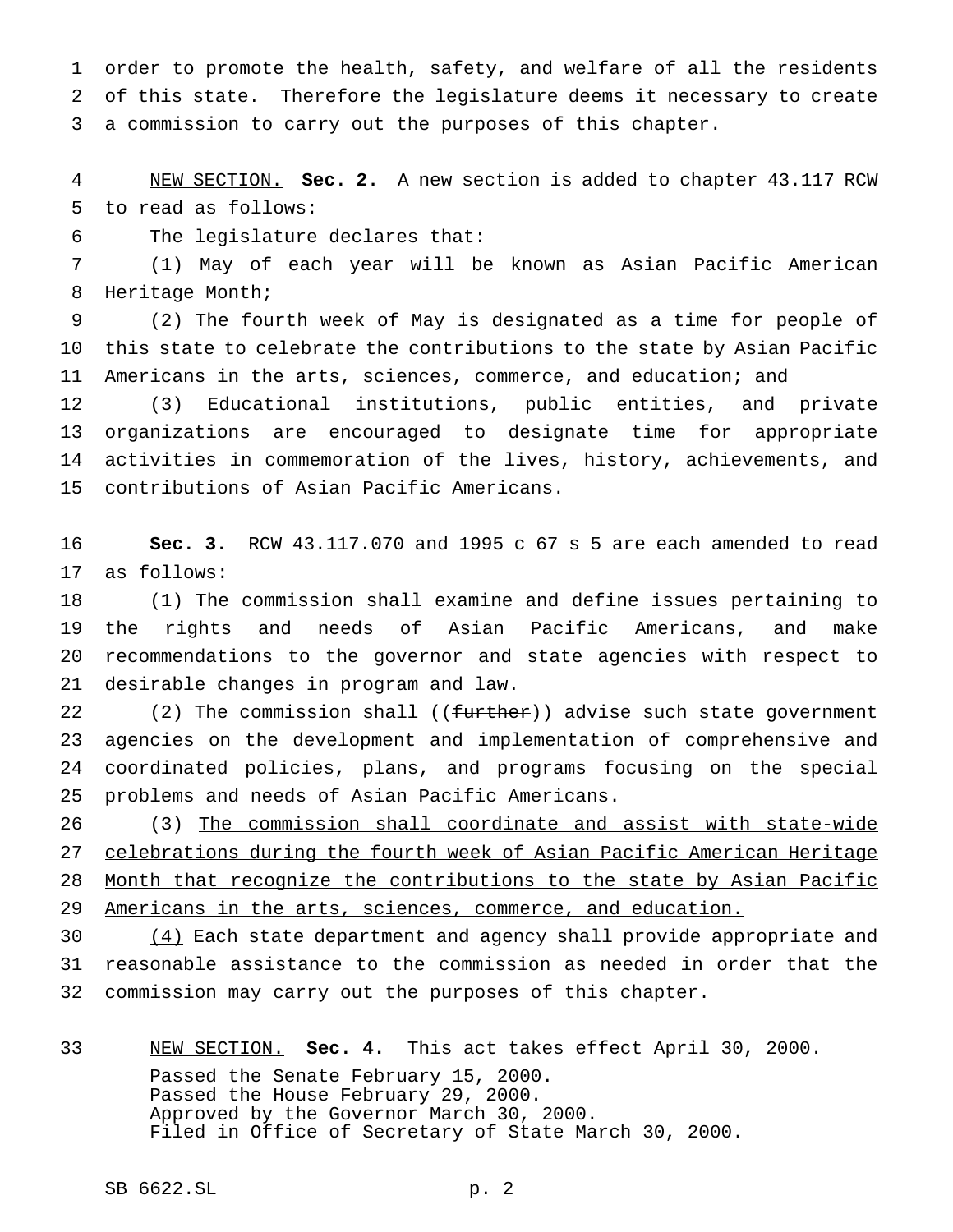order to promote the health, safety, and welfare of all the residents of this state. Therefore the legislature deems it necessary to create a commission to carry out the purposes of this chapter.

NEW SECTION. **Sec. 2.** A new section is added to chapter 43.117 RCW to read as follows:

The legislature declares that:

(1) May of each year will be known as Asian Pacific American Heritage Month;

(2) The fourth week of May is designated as a time for people of this state to celebrate the contributions to the state by Asian Pacific Americans in the arts, sciences, commerce, and education; and

(3) Educational institutions, public entities, and private organizations are encouraged to designate time for appropriate activities in commemoration of the lives, history, achievements, and contributions of Asian Pacific Americans.

**Sec. 3.** RCW 43.117.070 and 1995 c 67 s 5 are each amended to read as follows:

(1) The commission shall examine and define issues pertaining to the rights and needs of Asian Pacific Americans, and make recommendations to the governor and state agencies with respect to desirable changes in program and law.

(2) The commission shall ((~~further~~)) advise such state government agencies on the development and implementation of comprehensive and coordinated policies, plans, and programs focusing on the special problems and needs of Asian Pacific Americans.

(3) <u>The commission shall coordinate and assist with state-wide celebrations during the fourth week of Asian Pacific American Heritage Month that recognize the contributions to the state by Asian Pacific Americans in the arts, sciences, commerce, and education.</u>

<u>(4)</u> Each state department and agency shall provide appropriate and reasonable assistance to the commission as needed in order that the commission may carry out the purposes of this chapter.

NEW SECTION. **Sec. 4.** This act takes effect April 30, 2000.

Passed the Senate February 15, 2000.
Passed the House February 29, 2000.
Approved by the Governor March 30, 2000.
Filed in Office of Secretary of State March 30, 2000.